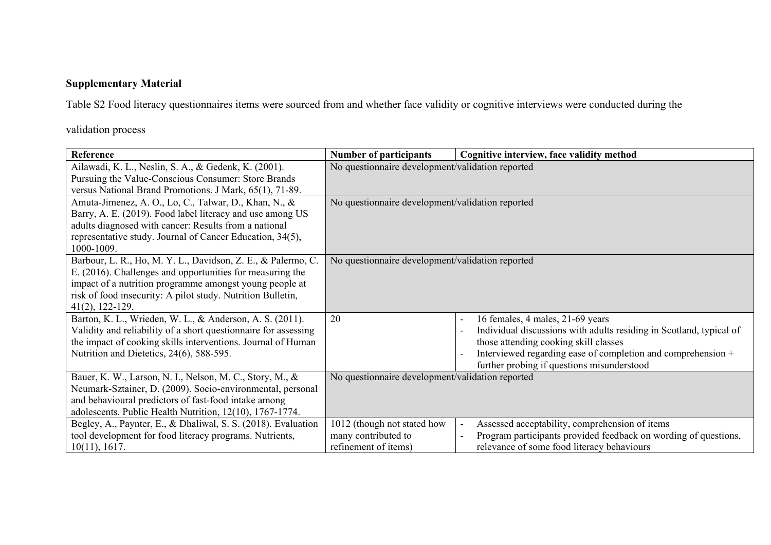**Supplementary Material**

Table S2 Food literacy questionnaires items were sourced from and whether face validity or cognitive interviews were conducted during the validation process

| Reference | Number of participants | Cognitive interview, face validity method |
|---|---|---|
| Ailawadi, K. L., Neslin, S. A., & Gedenk, K. (2001). Pursuing the Value-Conscious Consumer: Store Brands versus National Brand Promotions. J Mark, 65(1), 71-89. | No questionnaire development/validation reported | |
| Amuta-Jimenez, A. O., Lo, C., Talwar, D., Khan, N., & Barry, A. E. (2019). Food label literacy and use among US adults diagnosed with cancer: Results from a national representative study. Journal of Cancer Education, 34(5), 1000-1009. | No questionnaire development/validation reported | |
| Barbour, L. R., Ho, M. Y. L., Davidson, Z. E., & Palermo, C. E. (2016). Challenges and opportunities for measuring the impact of a nutrition programme amongst young people at risk of food insecurity: A pilot study. Nutrition Bulletin, 41(2), 122-129. | No questionnaire development/validation reported | |
| Barton, K. L., Wrieden, W. L., & Anderson, A. S. (2011). Validity and reliability of a short questionnaire for assessing the impact of cooking skills interventions. Journal of Human Nutrition and Dietetics, 24(6), 588-595. | 20 | - 16 females, 4 males, 21-69 years<br>- Individual discussions with adults residing in Scotland, typical of those attending cooking skill classes<br>- Interviewed regarding ease of completion and comprehension + further probing if questions misunderstood |
| Bauer, K. W., Larson, N. I., Nelson, M. C., Story, M., & Neumark-Sztainer, D. (2009). Socio-environmental, personal and behavioural predictors of fast-food intake among adolescents. Public Health Nutrition, 12(10), 1767-1774. | No questionnaire development/validation reported | |
| Begley, A., Paynter, E., & Dhaliwal, S. S. (2018). Evaluation tool development for food literacy programs. Nutrients, 10(11), 1617. | 1012 (though not stated how many contributed to refinement of items) | - Assessed acceptability, comprehension of items<br>- Program participants provided feedback on wording of questions, relevance of some food literacy behaviours |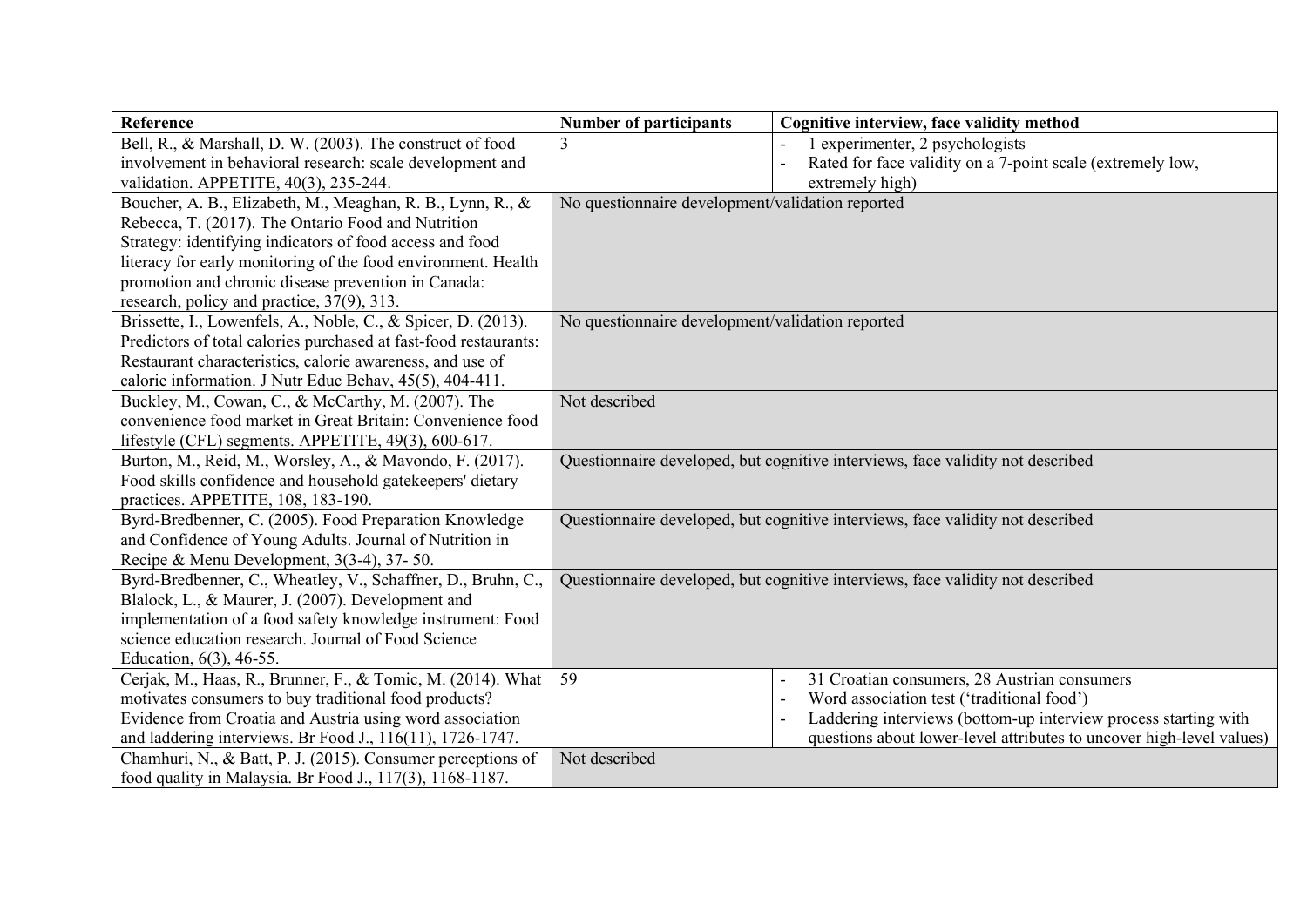| Reference | Number of participants | Cognitive interview, face validity method |
|---|---|---|
| Bell, R., & Marshall, D. W. (2003). The construct of food involvement in behavioral research: scale development and validation. APPETITE, 40(3), 235-244. | 3 | - 1 experimenter, 2 psychologists<br>- Rated for face validity on a 7-point scale (extremely low, extremely high) |
| Boucher, A. B., Elizabeth, M., Meaghan, R. B., Lynn, R., & Rebecca, T. (2017). The Ontario Food and Nutrition Strategy: identifying indicators of food access and food literacy for early monitoring of the food environment. Health promotion and chronic disease prevention in Canada: research, policy and practice, 37(9), 313. | No questionnaire development/validation reported | |
| Brissette, I., Lowenfels, A., Noble, C., & Spicer, D. (2013). Predictors of total calories purchased at fast-food restaurants: Restaurant characteristics, calorie awareness, and use of calorie information. J Nutr Educ Behav, 45(5), 404-411. | No questionnaire development/validation reported | |
| Buckley, M., Cowan, C., & McCarthy, M. (2007). The convenience food market in Great Britain: Convenience food lifestyle (CFL) segments. APPETITE, 49(3), 600-617. | Not described | |
| Burton, M., Reid, M., Worsley, A., & Mavondo, F. (2017). Food skills confidence and household gatekeepers' dietary practices. APPETITE, 108, 183-190. | Questionnaire developed, but cognitive interviews, face validity not described | |
| Byrd-Bredbenner, C. (2005). Food Preparation Knowledge and Confidence of Young Adults. Journal of Nutrition in Recipe & Menu Development, 3(3-4), 37- 50. | Questionnaire developed, but cognitive interviews, face validity not described | |
| Byrd-Bredbenner, C., Wheatley, V., Schaffner, D., Bruhn, C., Blalock, L., & Maurer, J. (2007). Development and implementation of a food safety knowledge instrument: Food science education research. Journal of Food Science Education, 6(3), 46-55. | Questionnaire developed, but cognitive interviews, face validity not described | |
| Cerjak, M., Haas, R., Brunner, F., & Tomic, M. (2014). What motivates consumers to buy traditional food products? Evidence from Croatia and Austria using word association and laddering interviews. Br Food J., 116(11), 1726-1747. | 59 | - 31 Croatian consumers, 28 Austrian consumers<br>- Word association test ('traditional food')<br>- Laddering interviews (bottom-up interview process starting with questions about lower-level attributes to uncover high-level values) |
| Chamhuri, N., & Batt, P. J. (2015). Consumer perceptions of food quality in Malaysia. Br Food J., 117(3), 1168-1187. | Not described | |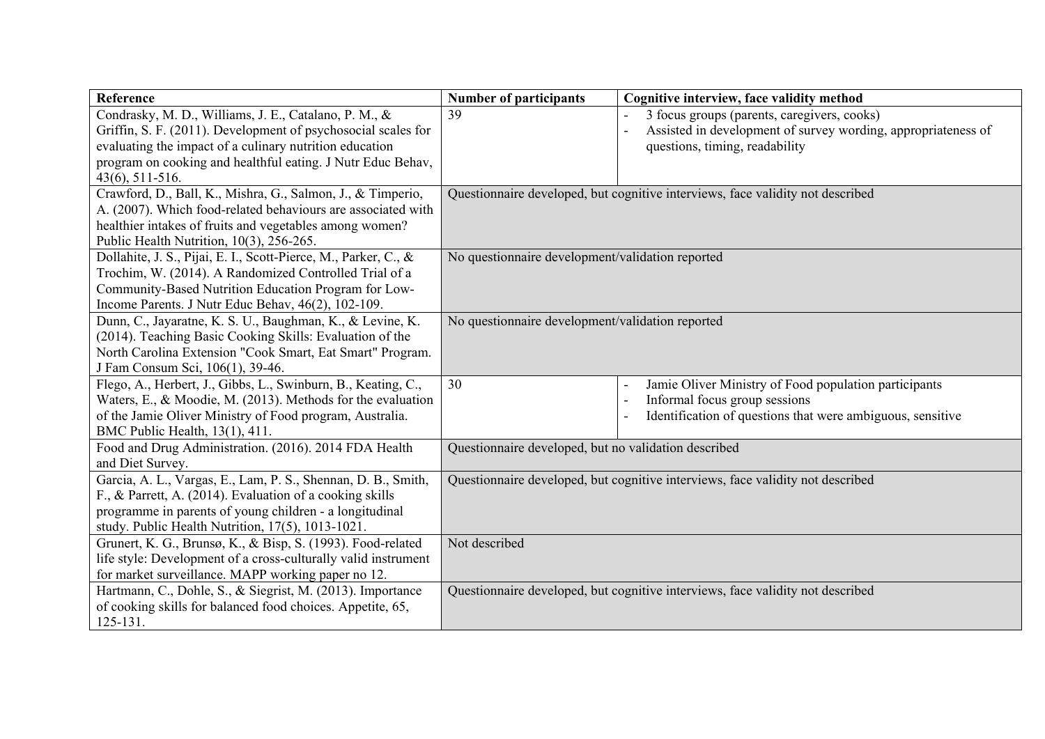| Reference | Number of participants | Cognitive interview, face validity method |
| --- | --- | --- |
| Condrasky, M. D., Williams, J. E., Catalano, P. M., & Griffin, S. F. (2011). Development of psychosocial scales for evaluating the impact of a culinary nutrition education program on cooking and healthful eating. J Nutr Educ Behav, 43(6), 511-516. | 39 | - 3 focus groups (parents, caregivers, cooks)<br>- Assisted in development of survey wording, appropriateness of questions, timing, readability |
| Crawford, D., Ball, K., Mishra, G., Salmon, J., & Timperio, A. (2007). Which food-related behaviours are associated with healthier intakes of fruits and vegetables among women? Public Health Nutrition, 10(3), 256-265. | Questionnaire developed, but cognitive interviews, face validity not described | |
| Dollahite, J. S., Pijai, E. I., Scott-Pierce, M., Parker, C., & Trochim, W. (2014). A Randomized Controlled Trial of a Community-Based Nutrition Education Program for Low-Income Parents. J Nutr Educ Behav, 46(2), 102-109. | No questionnaire development/validation reported | |
| Dunn, C., Jayaratne, K. S. U., Baughman, K., & Levine, K. (2014). Teaching Basic Cooking Skills: Evaluation of the North Carolina Extension "Cook Smart, Eat Smart" Program. J Fam Consum Sci, 106(1), 39-46. | No questionnaire development/validation reported | |
| Flego, A., Herbert, J., Gibbs, L., Swinburn, B., Keating, C., Waters, E., & Moodie, M. (2013). Methods for the evaluation of the Jamie Oliver Ministry of Food program, Australia. BMC Public Health, 13(1), 411. | 30 | - Jamie Oliver Ministry of Food population participants<br>- Informal focus group sessions<br>- Identification of questions that were ambiguous, sensitive |
| Food and Drug Administration. (2016). 2014 FDA Health and Diet Survey. | Questionnaire developed, but no validation described | |
| Garcia, A. L., Vargas, E., Lam, P. S., Shennan, D. B., Smith, F., & Parrett, A. (2014). Evaluation of a cooking skills programme in parents of young children - a longitudinal study. Public Health Nutrition, 17(5), 1013-1021. | Questionnaire developed, but cognitive interviews, face validity not described | |
| Grunert, K. G., Brunsø, K., & Bisp, S. (1993). Food-related life style: Development of a cross-culturally valid instrument for market surveillance. MAPP working paper no 12. | Not described | |
| Hartmann, C., Dohle, S., & Siegrist, M. (2013). Importance of cooking skills for balanced food choices. Appetite, 65, 125-131. | Questionnaire developed, but cognitive interviews, face validity not described | |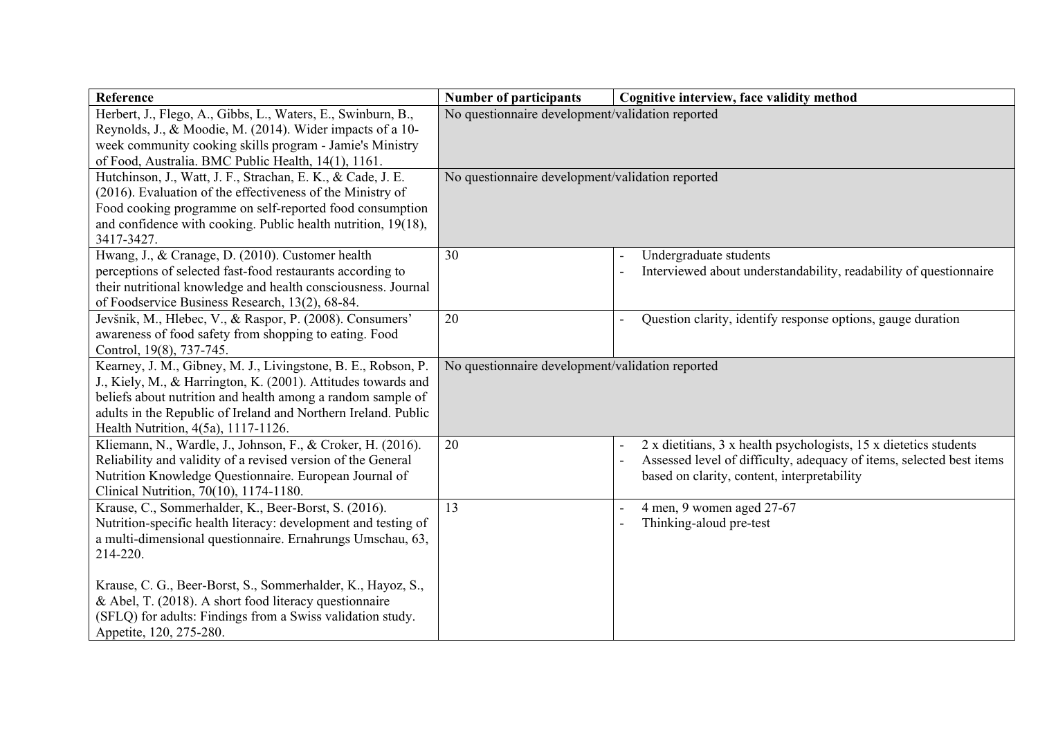| Reference | Number of participants | Cognitive interview, face validity method |
| --- | --- | --- |
| Herbert, J., Flego, A., Gibbs, L., Waters, E., Swinburn, B., Reynolds, J., & Moodie, M. (2014). Wider impacts of a 10-week community cooking skills program - Jamie's Ministry of Food, Australia. BMC Public Health, 14(1), 1161. | No questionnaire development/validation reported | |
| Hutchinson, J., Watt, J. F., Strachan, E. K., & Cade, J. E. (2016). Evaluation of the effectiveness of the Ministry of Food cooking programme on self-reported food consumption and confidence with cooking. Public health nutrition, 19(18), 3417-3427. | No questionnaire development/validation reported | |
| Hwang, J., & Cranage, D. (2010). Customer health perceptions of selected fast-food restaurants according to their nutritional knowledge and health consciousness. Journal of Foodservice Business Research, 13(2), 68-84. | 30 | - Undergraduate students<br>- Interviewed about understandability, readability of questionnaire |
| Jevšnik, M., Hlebec, V., & Raspor, P. (2008). Consumers' awareness of food safety from shopping to eating. Food Control, 19(8), 737-745. | 20 | - Question clarity, identify response options, gauge duration |
| Kearney, J. M., Gibney, M. J., Livingstone, B. E., Robson, P. J., Kiely, M., & Harrington, K. (2001). Attitudes towards and beliefs about nutrition and health among a random sample of adults in the Republic of Ireland and Northern Ireland. Public Health Nutrition, 4(5a), 1117-1126. | No questionnaire development/validation reported | |
| Kliemann, N., Wardle, J., Johnson, F., & Croker, H. (2016). Reliability and validity of a revised version of the General Nutrition Knowledge Questionnaire. European Journal of Clinical Nutrition, 70(10), 1174-1180. | 20 | - 2 x dietitians, 3 x health psychologists, 15 x dietetics students<br>- Assessed level of difficulty, adequacy of items, selected best items based on clarity, content, interpretability |
| Krause, C., Sommerhalder, K., Beer-Borst, S. (2016). Nutrition-specific health literacy: development and testing of a multi-dimensional questionnaire. Ernahrungs Umschau, 63, 214-220.<br><br>Krause, C. G., Beer-Borst, S., Sommerhalder, K., Hayoz, S., & Abel, T. (2018). A short food literacy questionnaire (SFLQ) for adults: Findings from a Swiss validation study. Appetite, 120, 275-280. | 13 | - 4 men, 9 women aged 27-67<br>- Thinking-aloud pre-test |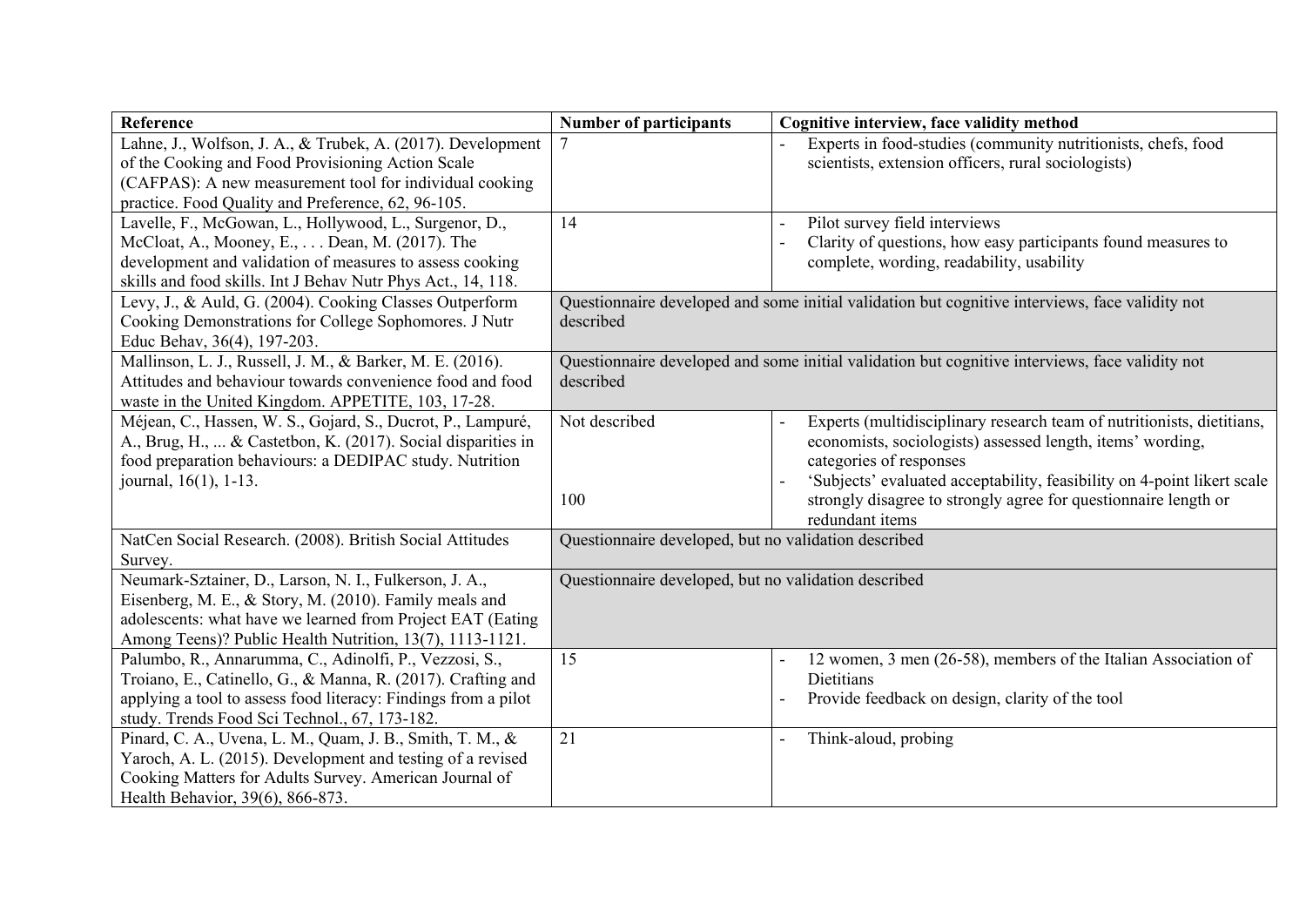| Reference | Number of participants | Cognitive interview, face validity method |
|---|---|---|
| Lahne, J., Wolfson, J. A., & Trubek, A. (2017). Development of the Cooking and Food Provisioning Action Scale (CAFPAS): A new measurement tool for individual cooking practice. Food Quality and Preference, 62, 96-105. | 7 | - Experts in food-studies (community nutritionists, chefs, food scientists, extension officers, rural sociologists) |
| Lavelle, F., McGowan, L., Hollywood, L., Surgenor, D., McCloat, A., Mooney, E., . . . Dean, M. (2017). The development and validation of measures to assess cooking skills and food skills. Int J Behav Nutr Phys Act., 14, 118. | 14 | - Pilot survey field interviews<br>- Clarity of questions, how easy participants found measures to complete, wording, readability, usability |
| Levy, J., & Auld, G. (2004). Cooking Classes Outperform Cooking Demonstrations for College Sophomores. J Nutr Educ Behav, 36(4), 197-203. | Questionnaire developed and some initial validation but cognitive interviews, face validity not described | |
| Mallinson, L. J., Russell, J. M., & Barker, M. E. (2016). Attitudes and behaviour towards convenience food and food waste in the United Kingdom. APPETITE, 103, 17-28. | Questionnaire developed and some initial validation but cognitive interviews, face validity not described | |
| Méjean, C., Hassen, W. S., Gojard, S., Ducrot, P., Lampuré, A., Brug, H., ... & Castetbon, K. (2017). Social disparities in food preparation behaviours: a DEDIPAC study. Nutrition journal, 16(1), 1-13. | Not described<br><br>100 | - Experts (multidisciplinary research team of nutritionists, dietitians, economists, sociologists) assessed length, items' wording, categories of responses<br>- 'Subjects' evaluated acceptability, feasibility on 4-point likert scale strongly disagree to strongly agree for questionnaire length or redundant items |
| NatCen Social Research. (2008). British Social Attitudes Survey. | Questionnaire developed, but no validation described | |
| Neumark-Sztainer, D., Larson, N. I., Fulkerson, J. A., Eisenberg, M. E., & Story, M. (2010). Family meals and adolescents: what have we learned from Project EAT (Eating Among Teens)? Public Health Nutrition, 13(7), 1113-1121. | Questionnaire developed, but no validation described | |
| Palumbo, R., Annarumma, C., Adinolfi, P., Vezzosi, S., Troiano, E., Catinello, G., & Manna, R. (2017). Crafting and applying a tool to assess food literacy: Findings from a pilot study. Trends Food Sci Technol., 67, 173-182. | 15 | - 12 women, 3 men (26-58), members of the Italian Association of Dietitians<br>- Provide feedback on design, clarity of the tool |
| Pinard, C. A., Uvena, L. M., Quam, J. B., Smith, T. M., & Yaroch, A. L. (2015). Development and testing of a revised Cooking Matters for Adults Survey. American Journal of Health Behavior, 39(6), 866-873. | 21 | - Think-aloud, probing |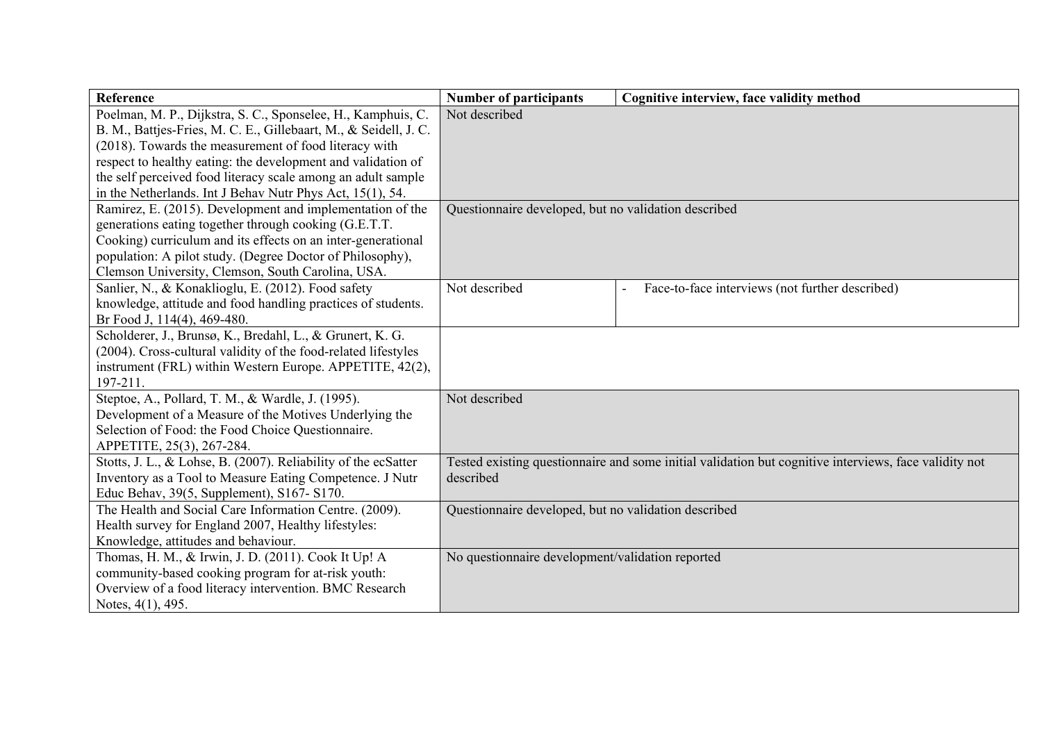| Reference | Number of participants | Cognitive interview, face validity method |
|---|---|---|
| Poelman, M. P., Dijkstra, S. C., Sponselee, H., Kamphuis, C. B. M., Battjes-Fries, M. C. E., Gillebaart, M., & Seidell, J. C. (2018). Towards the measurement of food literacy with respect to healthy eating: the development and validation of the self perceived food literacy scale among an adult sample in the Netherlands. Int J Behav Nutr Phys Act, 15(1), 54. | Not described | |
| Ramirez, E. (2015). Development and implementation of the generations eating together through cooking (G.E.T.T. Cooking) curriculum and its effects on an inter-generational population: A pilot study. (Degree Doctor of Philosophy), Clemson University, Clemson, South Carolina, USA. | Questionnaire developed, but no validation described | |
| Sanlier, N., & Konaklioglu, E. (2012). Food safety knowledge, attitude and food handling practices of students. Br Food J, 114(4), 469-480. | Not described | - Face-to-face interviews (not further described) |
| Scholderer, J., Brunsø, K., Bredahl, L., & Grunert, K. G. (2004). Cross-cultural validity of the food-related lifestyles instrument (FRL) within Western Europe. APPETITE, 42(2), 197-211. | | |
| Steptoe, A., Pollard, T. M., & Wardle, J. (1995). Development of a Measure of the Motives Underlying the Selection of Food: the Food Choice Questionnaire. APPETITE, 25(3), 267-284. | Not described | |
| Stotts, J. L., & Lohse, B. (2007). Reliability of the ecSatter Inventory as a Tool to Measure Eating Competence. J Nutr Educ Behav, 39(5, Supplement), S167- S170. | Tested existing questionnaire and some initial validation but cognitive interviews, face validity not described | |
| The Health and Social Care Information Centre. (2009). Health survey for England 2007, Healthy lifestyles: Knowledge, attitudes and behaviour. | Questionnaire developed, but no validation described | |
| Thomas, H. M., & Irwin, J. D. (2011). Cook It Up! A community-based cooking program for at-risk youth: Overview of a food literacy intervention. BMC Research Notes, 4(1), 495. | No questionnaire development/validation reported | |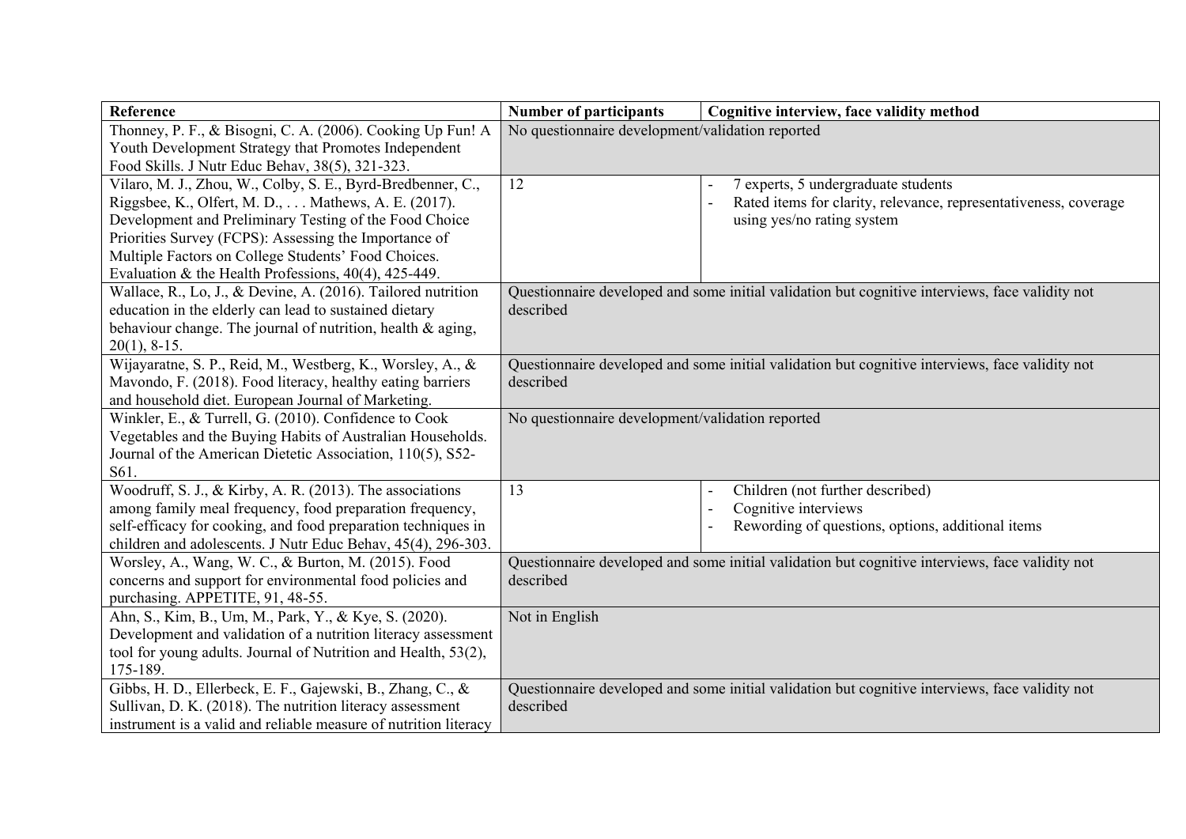| Reference | Number of participants | Cognitive interview, face validity method |
| --- | --- | --- |
| Thonney, P. F., & Bisogni, C. A. (2006). Cooking Up Fun! A Youth Development Strategy that Promotes Independent Food Skills. J Nutr Educ Behav, 38(5), 321-323. | No questionnaire development/validation reported | |
| Vilaro, M. J., Zhou, W., Colby, S. E., Byrd-Bredbenner, C., Riggsbee, K., Olfert, M. D., . . . Mathews, A. E. (2017). Development and Preliminary Testing of the Food Choice Priorities Survey (FCPS): Assessing the Importance of Multiple Factors on College Students' Food Choices. Evaluation & the Health Professions, 40(4), 425-449. | 12 | - 7 experts, 5 undergraduate students<br>- Rated items for clarity, relevance, representativeness, coverage using yes/no rating system |
| Wallace, R., Lo, J., & Devine, A. (2016). Tailored nutrition education in the elderly can lead to sustained dietary behaviour change. The journal of nutrition, health & aging, 20(1), 8-15. | Questionnaire developed and some initial validation but cognitive interviews, face validity not described | |
| Wijayaratne, S. P., Reid, M., Westberg, K., Worsley, A., & Mavondo, F. (2018). Food literacy, healthy eating barriers and household diet. European Journal of Marketing. | Questionnaire developed and some initial validation but cognitive interviews, face validity not described | |
| Winkler, E., & Turrell, G. (2010). Confidence to Cook Vegetables and the Buying Habits of Australian Households. Journal of the American Dietetic Association, 110(5), S52-S61. | No questionnaire development/validation reported | |
| Woodruff, S. J., & Kirby, A. R. (2013). The associations among family meal frequency, food preparation frequency, self-efficacy for cooking, and food preparation techniques in children and adolescents. J Nutr Educ Behav, 45(4), 296-303. | 13 | - Children (not further described)<br>- Cognitive interviews<br>- Rewording of questions, options, additional items |
| Worsley, A., Wang, W. C., & Burton, M. (2015). Food concerns and support for environmental food policies and purchasing. APPETITE, 91, 48-55. | Questionnaire developed and some initial validation but cognitive interviews, face validity not described | |
| Ahn, S., Kim, B., Um, M., Park, Y., & Kye, S. (2020). Development and validation of a nutrition literacy assessment tool for young adults. Journal of Nutrition and Health, 53(2), 175-189. | Not in English | |
| Gibbs, H. D., Ellerbeck, E. F., Gajewski, B., Zhang, C., & Sullivan, D. K. (2018). The nutrition literacy assessment instrument is a valid and reliable measure of nutrition literacy | Questionnaire developed and some initial validation but cognitive interviews, face validity not described | |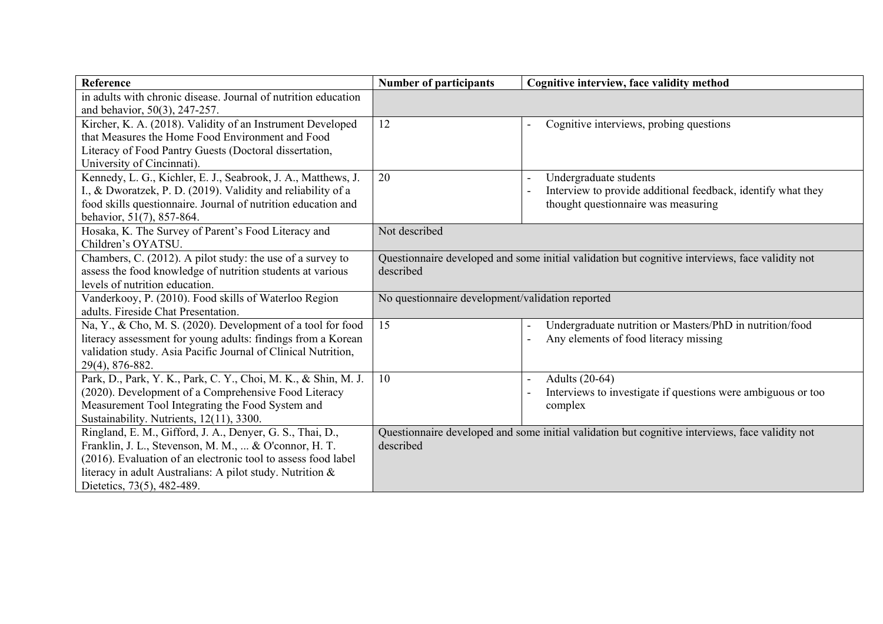| Reference | Number of participants | Cognitive interview, face validity method |
|---|---|---|
| in adults with chronic disease. Journal of nutrition education and behavior, 50(3), 247-257. | | |
| Kircher, K. A. (2018). Validity of an Instrument Developed that Measures the Home Food Environment and Food Literacy of Food Pantry Guests (Doctoral dissertation, University of Cincinnati). | 12 | - Cognitive interviews, probing questions |
| Kennedy, L. G., Kichler, E. J., Seabrook, J. A., Matthews, J. I., & Dworatzek, P. D. (2019). Validity and reliability of a food skills questionnaire. Journal of nutrition education and behavior, 51(7), 857-864. | 20 | - Undergraduate students<br>- Interview to provide additional feedback, identify what they thought questionnaire was measuring |
| Hosaka, K. The Survey of Parent's Food Literacy and Children's OYATSU. | Not described | |
| Chambers, C. (2012). A pilot study: the use of a survey to assess the food knowledge of nutrition students at various levels of nutrition education. | Questionnaire developed and some initial validation but cognitive interviews, face validity not described | |
| Vanderkooy, P. (2010). Food skills of Waterloo Region adults. Fireside Chat Presentation. | No questionnaire development/validation reported | |
| Na, Y., & Cho, M. S. (2020). Development of a tool for food literacy assessment for young adults: findings from a Korean validation study. Asia Pacific Journal of Clinical Nutrition, 29(4), 876-882. | 15 | - Undergraduate nutrition or Masters/PhD in nutrition/food<br>- Any elements of food literacy missing |
| Park, D., Park, Y. K., Park, C. Y., Choi, M. K., & Shin, M. J. (2020). Development of a Comprehensive Food Literacy Measurement Tool Integrating the Food System and Sustainability. Nutrients, 12(11), 3300. | 10 | - Adults (20-64)<br>- Interviews to investigate if questions were ambiguous or too complex |
| Ringland, E. M., Gifford, J. A., Denyer, G. S., Thai, D., Franklin, J. L., Stevenson, M. M., ... & O'connor, H. T. (2016). Evaluation of an electronic tool to assess food label literacy in adult Australians: A pilot study. Nutrition & Dietetics, 73(5), 482-489. | Questionnaire developed and some initial validation but cognitive interviews, face validity not described | |